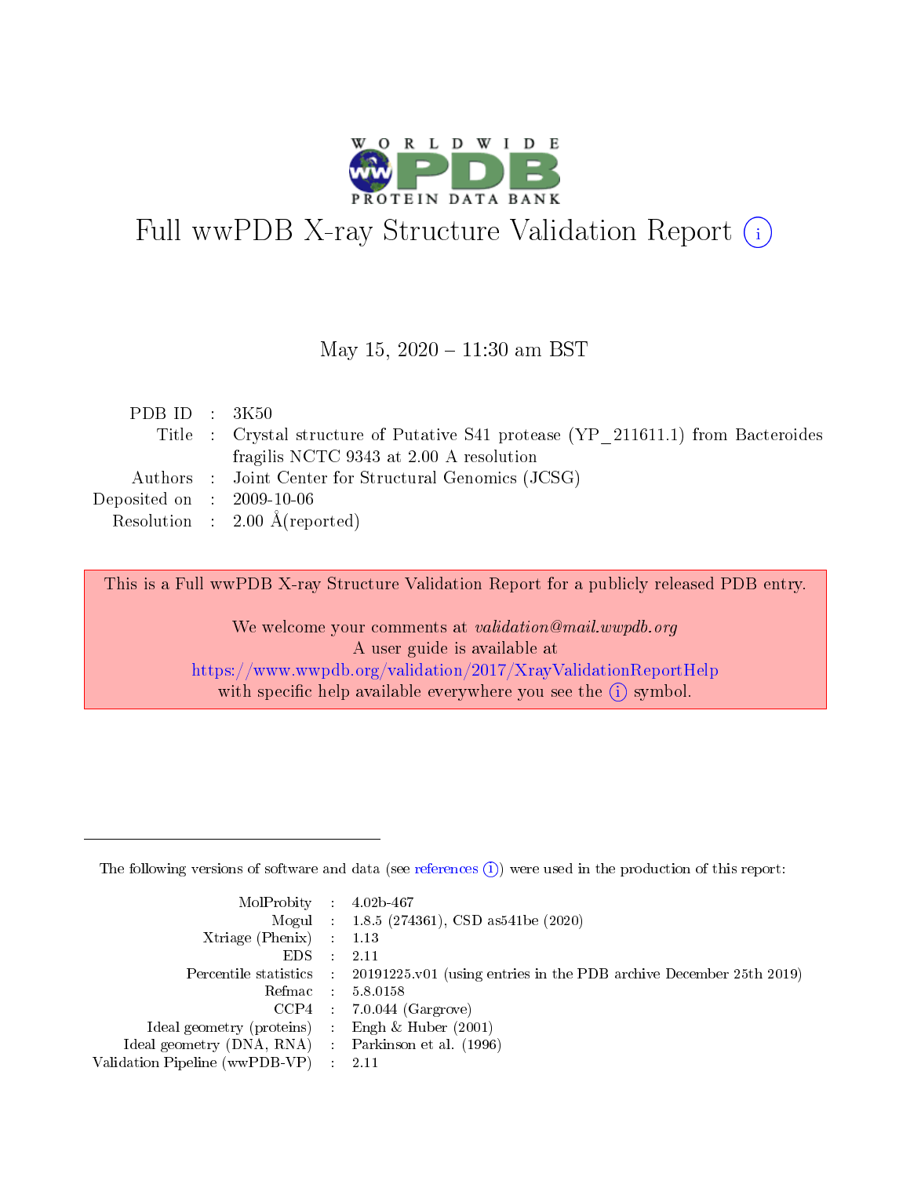# Full wwPDB X-ray Structure Validation Report (i)

May 15, 2020 – 11:30 am BST

| | | |
|---|---|---|
| PDB ID | : | 3K50 |
| Title | : | Crystal structure of Putative S41 protease (YP_211611.1) from Bacteroides fragilis NCTC 9343 at 2.00 A resolution |
| Authors | : | Joint Center for Structural Genomics (JCSG) |
| Deposited on | : | 2009-10-06 |
| Resolution | : | 2.00 Å(reported) |

This is a Full wwPDB X-ray Structure Validation Report for a publicly released PDB entry.

We welcome your comments at *validation@mail.wwpdb.org*
A user guide is available at
https://www.wwpdb.org/validation/2017/XrayValidationReportHelp
with specific help available everywhere you see the (i) symbol.

---

The following versions of software and data (see references (i)) were used in the production of this report:

| | | |
|---|---|---|
| MolProbity | : | 4.02b-467 |
| Mogul | : | 1.8.5 (274361), CSD as541be (2020) |
| Xtriage (Phenix) | : | 1.13 |
| EDS | : | 2.11 |
| Percentile statistics | : | 20191225.v01 (using entries in the PDB archive December 25th 2019) |
| Refmac | : | 5.8.0158 |
| CCP4 | : | 7.0.044 (Gargrove) |
| Ideal geometry (proteins) | : | Engh & Huber (2001) |
| Ideal geometry (DNA, RNA) | : | Parkinson et al. (1996) |
| Validation Pipeline (wwPDB-VP) | : | 2.11 |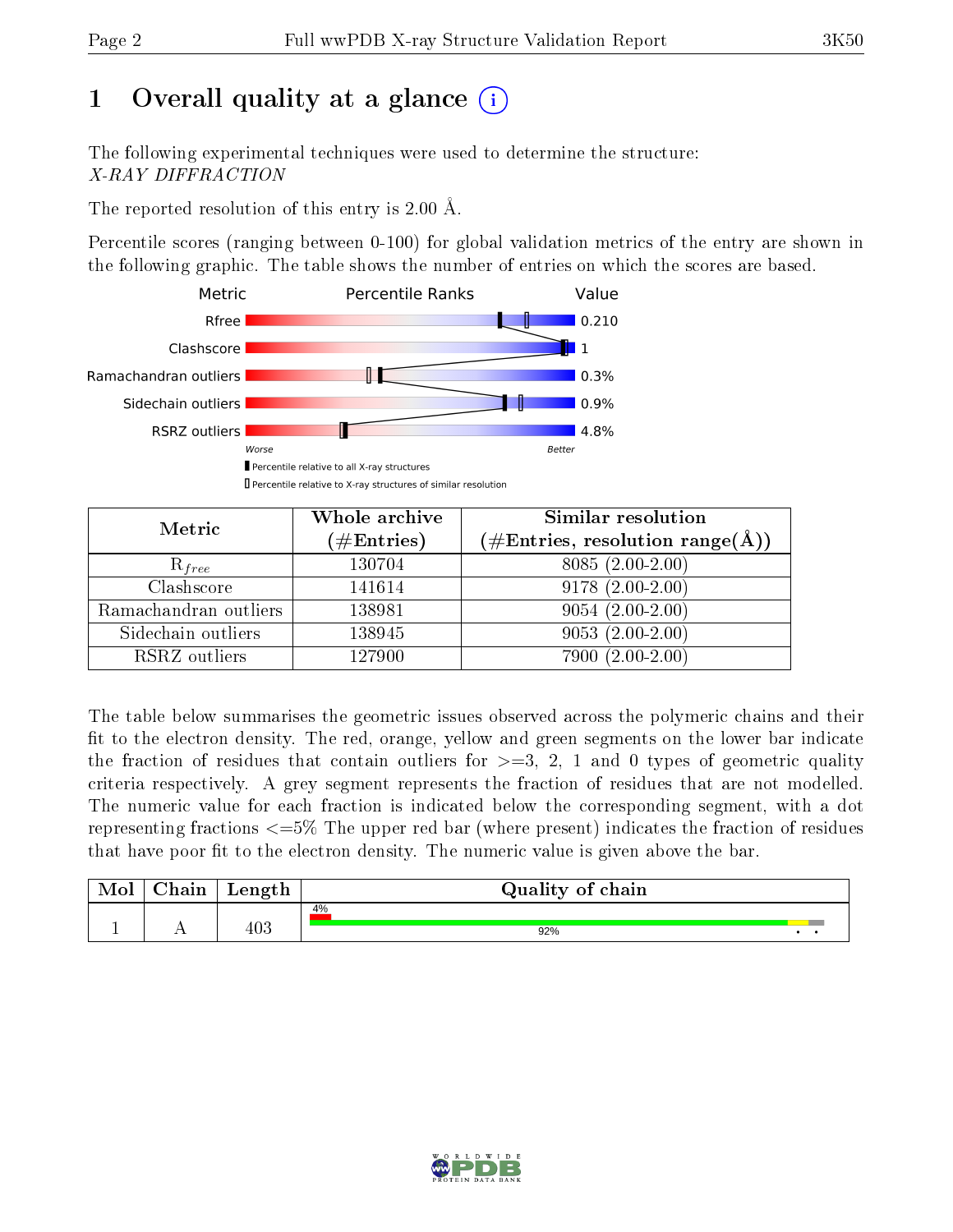# 1 Overall quality at a glance

The following experimental techniques were used to determine the structure:
*X-RAY DIFFRACTION*

The reported resolution of this entry is 2.00 Å.

Percentile scores (ranging between 0-100) for global validation metrics of the entry are shown in the following graphic. The table shows the number of entries on which the scores are based.

| Metric | Value |
|---|---|
| Rfree | 0.210 |
| Clashscore | 1 |
| Ramachandran outliers | 0.3% |
| Sidechain outliers | 0.9% |
| RSRZ outliers | 4.8% |

| Metric | Whole archive (#Entries) | Similar resolution (#Entries, resolution range(Å)) |
|---|---|---|
| $R_{free}$ | 130704 | 8085 (2.00-2.00) |
| Clashscore | 141614 | 9178 (2.00-2.00) |
| Ramachandran outliers | 138981 | 9054 (2.00-2.00) |
| Sidechain outliers | 138945 | 9053 (2.00-2.00) |
| RSRZ outliers | 127900 | 7900 (2.00-2.00) |

The table below summarises the geometric issues observed across the polymeric chains and their fit to the electron density. The red, orange, yellow and green segments on the lower bar indicate the fraction of residues that contain outliers for >=3, 2, 1 and 0 types of geometric quality criteria respectively. A grey segment represents the fraction of residues that are not modelled. The numeric value for each fraction is indicated below the corresponding segment, with a dot representing fractions <=5% The upper red bar (where present) indicates the fraction of residues that have poor fit to the electron density. The numeric value is given above the bar.

| Mol | Chain | Length | Quality of chain |
|---|---|---|---|
| 1 | A | 403 | 4% / 92% |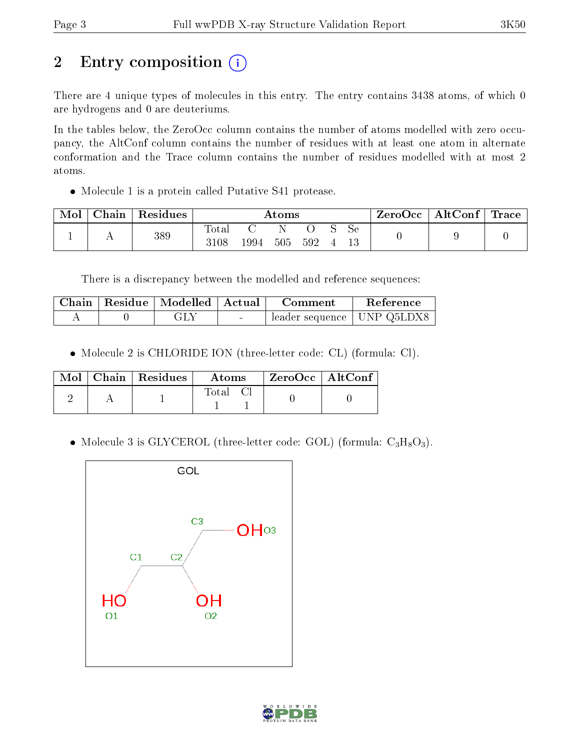## 2 Entry composition (i)

There are 4 unique types of molecules in this entry. The entry contains 3438 atoms, of which 0 are hydrogens and 0 are deuteriums.

In the tables below, the ZeroOcc column contains the number of atoms modelled with zero occupancy, the AltConf column contains the number of residues with at least one atom in alternate conformation and the Trace column contains the number of residues modelled with at most 2 atoms.

- Molecule 1 is a protein called Putative S41 protease.

| Mol | Chain | Residues | Atoms | | | | | | ZeroOcc | AltConf | Trace |
|---|---|---|---|---|---|---|---|---|---|---|---|
| 1 | A | 389 | Total | C | N | O | S | Se | 0 | 9 | 0 |
| | | | 3108 | 1994 | 505 | 592 | 4 | 13 | | | |

There is a discrepancy between the modelled and reference sequences:

| Chain | Residue | Modelled | Actual | Comment | Reference |
|---|---|---|---|---|---|
| A | 0 | GLY | - | leader sequence | UNP Q5LDX8 |

- Molecule 2 is CHLORIDE ION (three-letter code: CL) (formula: Cl).

| Mol | Chain | Residues | Atoms | | ZeroOcc | AltConf |
|---|---|---|---|---|---|---|
| 2 | A | 1 | Total | Cl | 0 | 0 |
| | | | 1 | 1 | | |

- Molecule 3 is GLYCEROL (three-letter code: GOL) (formula: $C_3H_8O_3$).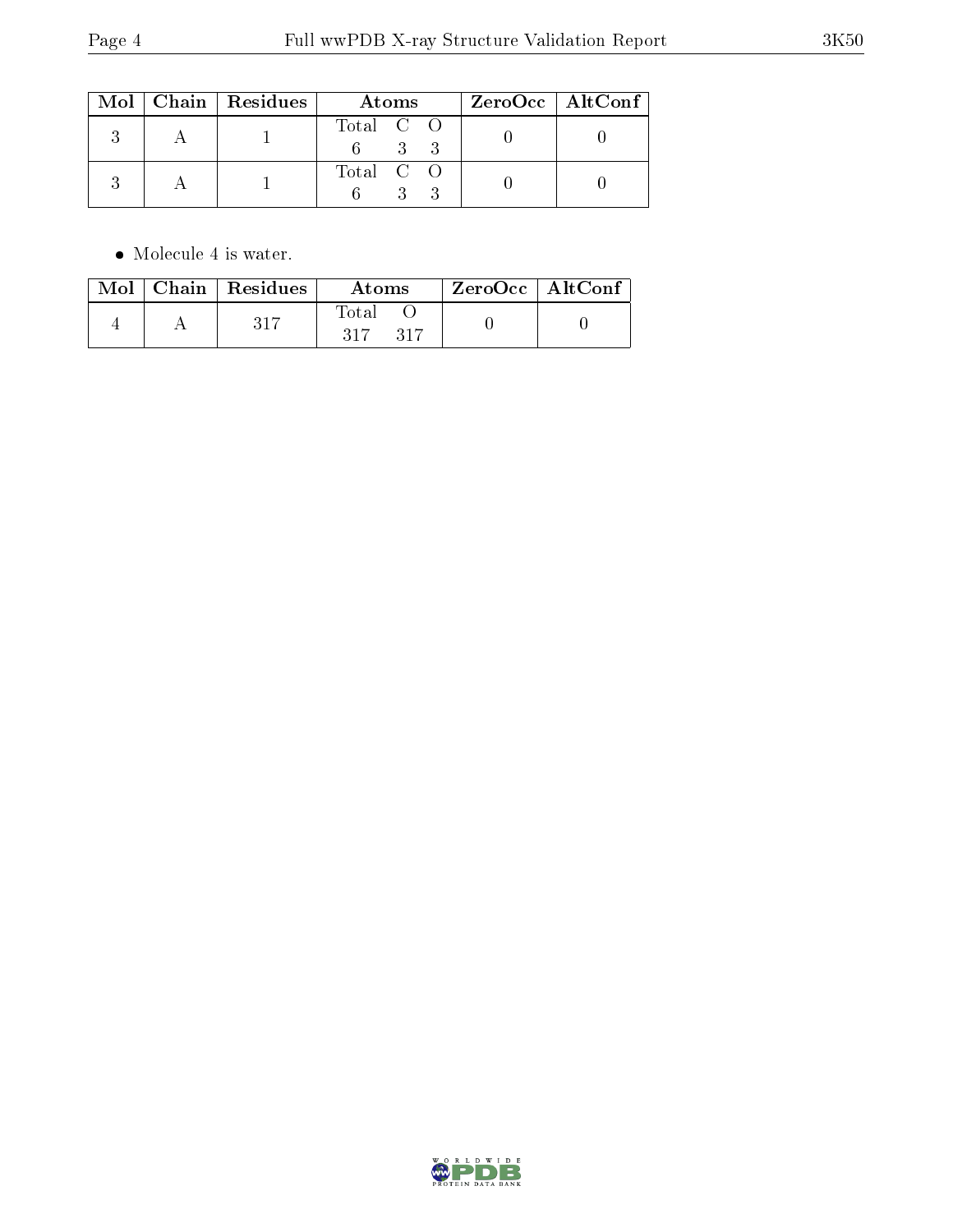| Mol | Chain | Residues | Atoms | ZeroOcc | AltConf |
|---|---|---|---|---|---|
| 3 | A | 1 | Total C O<br>6 3 3 | 0 | 0 |
| 3 | A | 1 | Total C O<br>6 3 3 | 0 | 0 |

- Molecule 4 is water.

| Mol | Chain | Residues | Atoms | ZeroOcc | AltConf |
|---|---|---|---|---|---|
| 4 | A | 317 | Total O<br>317 317 | 0 | 0 |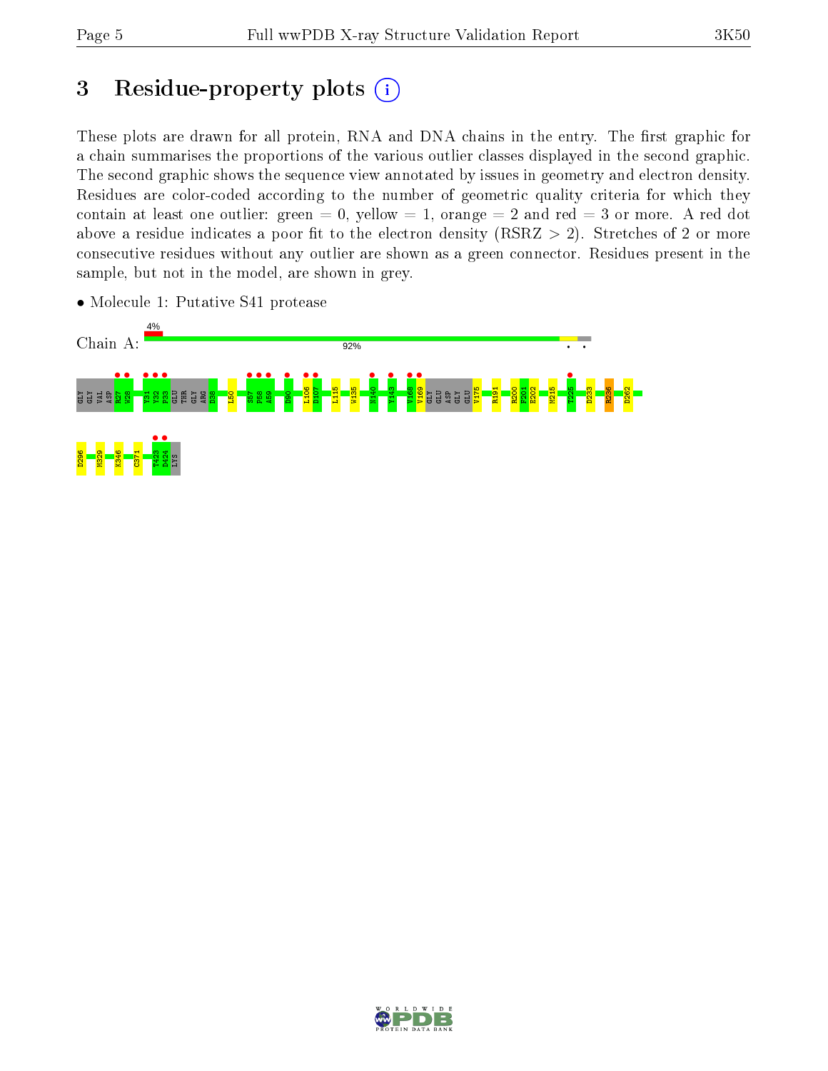# 3 Residue-property plots

These plots are drawn for all protein, RNA and DNA chains in the entry. The first graphic for a chain summarises the proportions of the various outlier classes displayed in the second graphic. The second graphic shows the sequence view annotated by issues in geometry and electron density. Residues are color-coded according to the number of geometric quality criteria for which they contain at least one outlier: green = 0, yellow = 1, orange = 2 and red = 3 or more. A red dot above a residue indicates a poor fit to the electron density (RSRZ > 2). Stretches of 2 or more consecutive residues without any outlier are shown as a green connector. Residues present in the sample, but not in the model, are shown in grey.

- Molecule 1: Putative S41 protease

Chain A: 4% 92%

GLY GLY VAL ASP R27 W28 Y31 Y32 P33 GLU THR GLY ARG D38 L50 S57 P58 A59 D90 L106 D107 L115 W135 N140 Y143 V168 V169 GLY GLU ASP GLY GLU V175 R191 R200 F201 E202 M215 T225 D233 R236 D262 D296 M329 K346 C371 T423 D424 LYS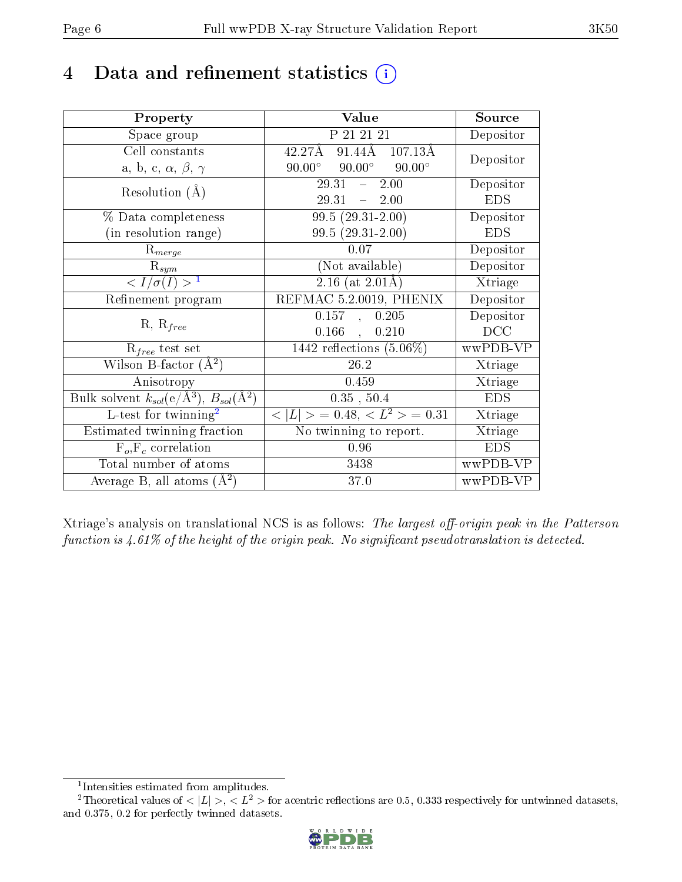# 4 Data and refinement statistics (i)

| Property | Value | Source |
|---|---|---|
| Space group | P 21 21 21 | Depositor |
| Cell constants<br>a, b, c, $\alpha$, $\beta$, $\gamma$ | 42.27Å 91.44Å 107.13Å<br>90.00° 90.00° 90.00° | Depositor |
| Resolution (Å) | 29.31 – 2.00<br>29.31 – 2.00 | Depositor<br>EDS |
| % Data completeness<br>(in resolution range) | 99.5 (29.31-2.00)<br>99.5 (29.31-2.00) | Depositor<br>EDS |
| $R_{merge}$ | 0.07 | Depositor |
| $R_{sym}$ | (Not available) | Depositor |
| $< I/\sigma(I) >$ [1] | 2.16 (at 2.01Å) | Xtriage |
| Refinement program | REFMAC 5.2.0019, PHENIX | Depositor |
| R, $R_{free}$ | 0.157 , 0.205<br>0.166 , 0.210 | Depositor<br>DCC |
| $R_{free}$ test set | 1442 reflections (5.06%) | wwPDB-VP |
| Wilson B-factor (Å$^2$) | 26.2 | Xtriage |
| Anisotropy | 0.459 | Xtriage |
| Bulk solvent $k_{sol}$(e/Å$^3$), $B_{sol}$(Å$^2$) | 0.35 , 50.4 | EDS |
| L-test for twinning[2] | $< \|L\| > = 0.48$, $< L^2 > = 0.31$ | Xtriage |
| Estimated twinning fraction | No twinning to report. | Xtriage |
| $F_o$,$F_c$ correlation | 0.96 | EDS |
| Total number of atoms | 3438 | wwPDB-VP |
| Average B, all atoms (Å$^2$) | 37.0 | wwPDB-VP |

Xtriage's analysis on translational NCS is as follows: *The largest off-origin peak in the Patterson function is 4.61% of the height of the origin peak. No significant pseudotranslation is detected.*

[1] Intensities estimated from amplitudes.

[2] Theoretical values of $< |L| >$, $< L^2 >$ for acentric reflections are 0.5, 0.333 respectively for untwinned datasets, and 0.375, 0.2 for perfectly twinned datasets.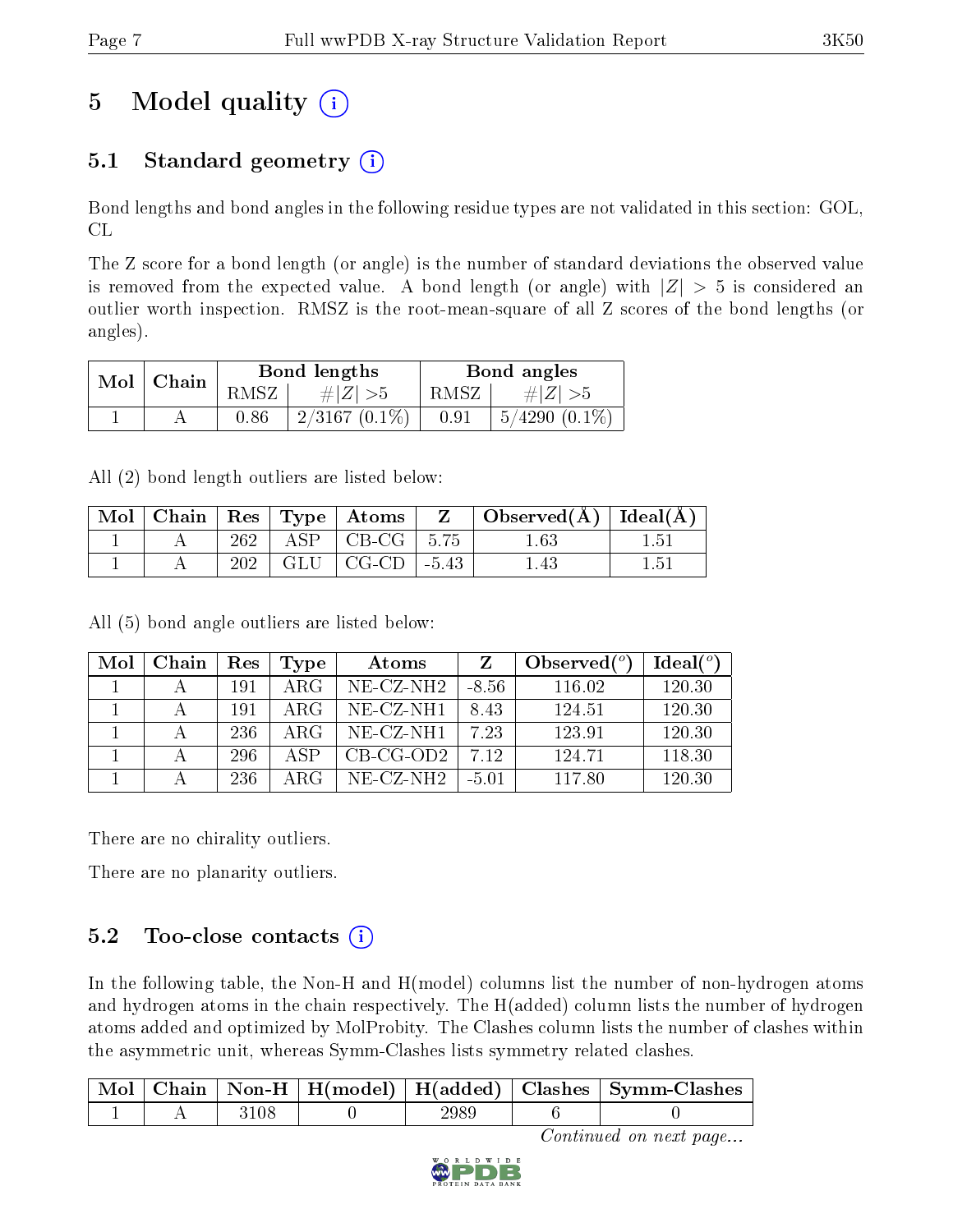# 5 Model quality

## 5.1 Standard geometry

Bond lengths and bond angles in the following residue types are not validated in this section: GOL, CL

The Z score for a bond length (or angle) is the number of standard deviations the observed value is removed from the expected value. A bond length (or angle) with $|Z| > 5$ is considered an outlier worth inspection. RMSZ is the root-mean-square of all Z scores of the bond lengths (or angles).

| Mol | Chain | Bond lengths | | Bond angles | |
|---|---|---|---|---|---|
| | | RMSZ | #\|Z\| >5 | RMSZ | #\|Z\| >5 |
| 1 | A | 0.86 | 2/3167 (0.1%) | 0.91 | 5/4290 (0.1%) |

All (2) bond length outliers are listed below:

| Mol | Chain | Res | Type | Atoms | Z | Observed(Å) | Ideal(Å) |
|---|---|---|---|---|---|---|---|
| 1 | A | 262 | ASP | CB-CG | 5.75 | 1.63 | 1.51 |
| 1 | A | 202 | GLU | CG-CD | -5.43 | 1.43 | 1.51 |

All (5) bond angle outliers are listed below:

| Mol | Chain | Res | Type | Atoms | Z | Observed($^o$) | Ideal($^o$) |
|---|---|---|---|---|---|---|---|
| 1 | A | 191 | ARG | NE-CZ-NH2 | -8.56 | 116.02 | 120.30 |
| 1 | A | 191 | ARG | NE-CZ-NH1 | 8.43 | 124.51 | 120.30 |
| 1 | A | 236 | ARG | NE-CZ-NH1 | 7.23 | 123.91 | 120.30 |
| 1 | A | 296 | ASP | CB-CG-OD2 | 7.12 | 124.71 | 118.30 |
| 1 | A | 236 | ARG | NE-CZ-NH2 | -5.01 | 117.80 | 120.30 |

There are no chirality outliers.

There are no planarity outliers.

## 5.2 Too-close contacts

In the following table, the Non-H and H(model) columns list the number of non-hydrogen atoms and hydrogen atoms in the chain respectively. The H(added) column lists the number of hydrogen atoms added and optimized by MolProbity. The Clashes column lists the number of clashes within the asymmetric unit, whereas Symm-Clashes lists symmetry related clashes.

| Mol | Chain | Non-H | H(model) | H(added) | Clashes | Symm-Clashes |
|---|---|---|---|---|---|---|
| 1 | A | 3108 | 0 | 2989 | 6 | 0 |

*Continued on next page...*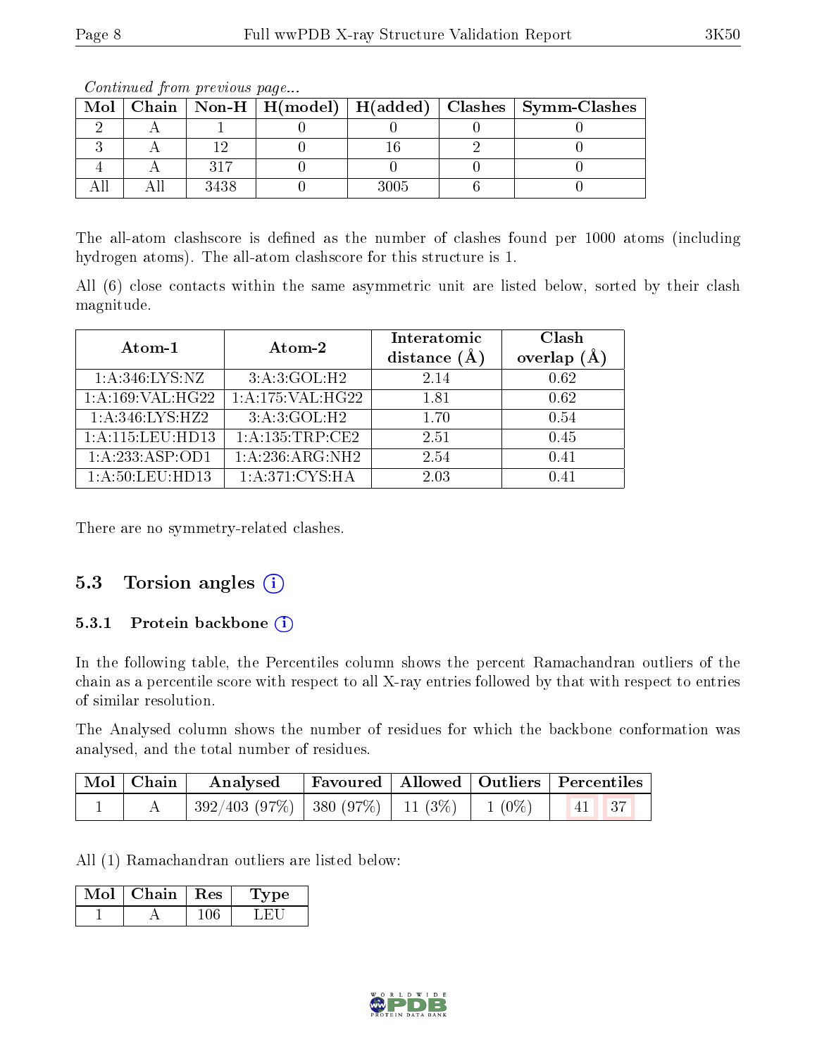*Continued from previous page...*

| Mol | Chain | Non-H | H(model) | H(added) | Clashes | Symm-Clashes |
|---|---|---|---|---|---|---|
| 2 | A | 1 | 0 | 0 | 0 | 0 |
| 3 | A | 12 | 0 | 16 | 2 | 0 |
| 4 | A | 317 | 0 | 0 | 0 | 0 |
| All | All | 3438 | 0 | 3005 | 6 | 0 |

The all-atom clashscore is defined as the number of clashes found per 1000 atoms (including hydrogen atoms). The all-atom clashscore for this structure is 1.

All (6) close contacts within the same asymmetric unit are listed below, sorted by their clash magnitude.

| Atom-1 | Atom-2 | Interatomic distance (Å) | Clash overlap (Å) |
|---|---|---|---|
| 1:A:346:LYS:NZ | 3:A:3:GOL:H2 | 2.14 | 0.62 |
| 1:A:169:VAL:HG22 | 1:A:175:VAL:HG22 | 1.81 | 0.62 |
| 1:A:346:LYS:HZ2 | 3:A:3:GOL:H2 | 1.70 | 0.54 |
| 1:A:115:LEU:HD13 | 1:A:135:TRP:CE2 | 2.51 | 0.45 |
| 1:A:233:ASP:OD1 | 1:A:236:ARG:NH2 | 2.54 | 0.41 |
| 1:A:50:LEU:HD13 | 1:A:371:CYS:HA | 2.03 | 0.41 |

There are no symmetry-related clashes.

## 5.3 Torsion angles

### 5.3.1 Protein backbone

In the following table, the Percentiles column shows the percent Ramachandran outliers of the chain as a percentile score with respect to all X-ray entries followed by that with respect to entries of similar resolution.

The Analysed column shows the number of residues for which the backbone conformation was analysed, and the total number of residues.

| Mol | Chain | Analysed | Favoured | Allowed | Outliers | Percentiles | |
|---|---|---|---|---|---|---|---|
| 1 | A | 392/403 (97%) | 380 (97%) | 11 (3%) | 1 (0%) | 41 | 37 |

All (1) Ramachandran outliers are listed below:

| Mol | Chain | Res | Type |
|---|---|---|---|
| 1 | A | 106 | LEU |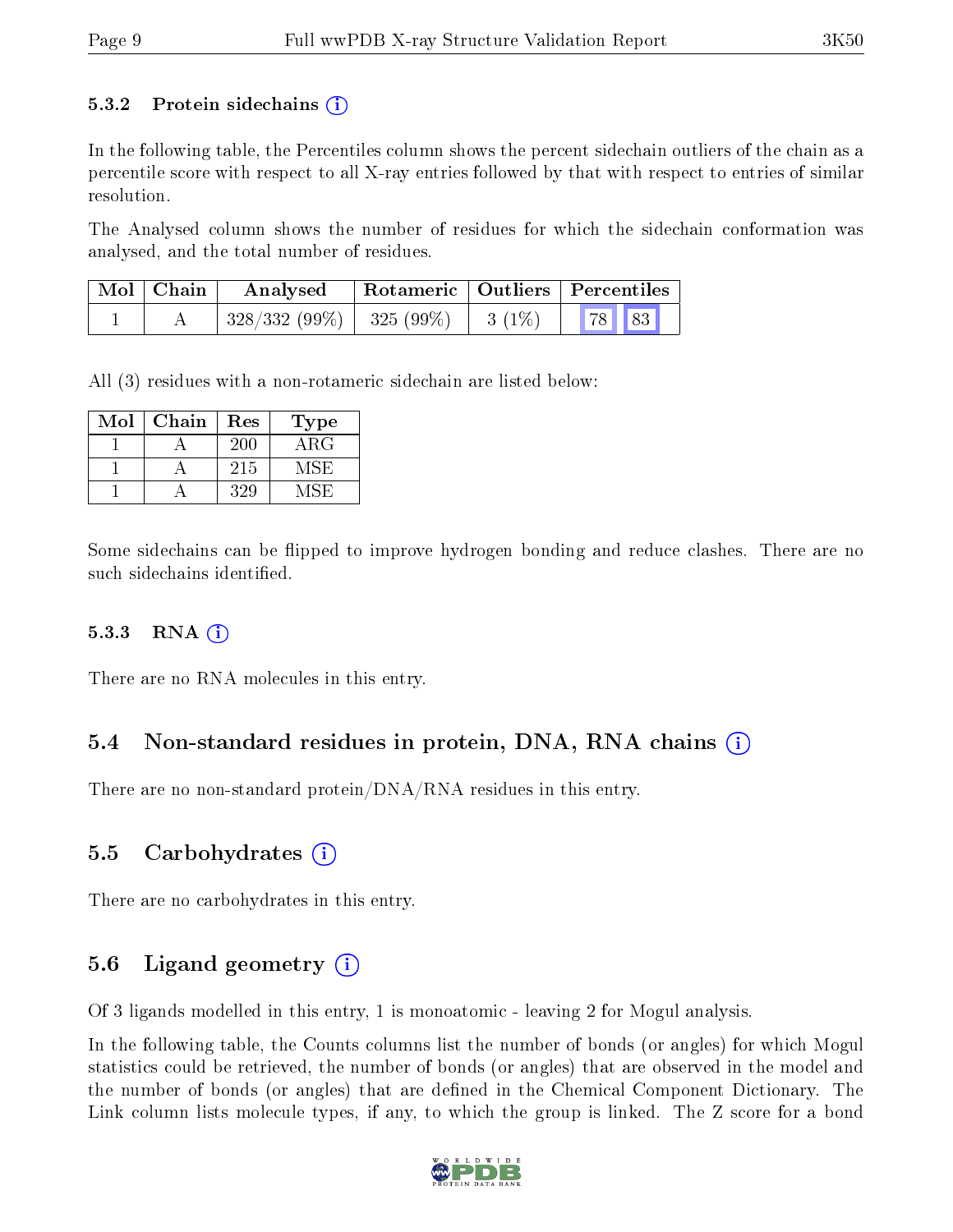### 5.3.2 Protein sidechains (i)

In the following table, the Percentiles column shows the percent sidechain outliers of the chain as a percentile score with respect to all X-ray entries followed by that with respect to entries of similar resolution.

The Analysed column shows the number of residues for which the sidechain conformation was analysed, and the total number of residues.

| Mol | Chain | Analysed | Rotameric | Outliers | Percentiles | |
|---|---|---|---|---|---|---|
| 1 | A | 328/332 (99%) | 325 (99%) | 3 (1%) | 78 | 83 |

All (3) residues with a non-rotameric sidechain are listed below:

| Mol | Chain | Res | Type |
|---|---|---|---|
| 1 | A | 200 | ARG |
| 1 | A | 215 | MSE |
| 1 | A | 329 | MSE |

Some sidechains can be flipped to improve hydrogen bonding and reduce clashes. There are no such sidechains identified.

### 5.3.3 RNA (i)

There are no RNA molecules in this entry.

## 5.4 Non-standard residues in protein, DNA, RNA chains (i)

There are no non-standard protein/DNA/RNA residues in this entry.

## 5.5 Carbohydrates (i)

There are no carbohydrates in this entry.

## 5.6 Ligand geometry (i)

Of 3 ligands modelled in this entry, 1 is monoatomic - leaving 2 for Mogul analysis.

In the following table, the Counts columns list the number of bonds (or angles) for which Mogul statistics could be retrieved, the number of bonds (or angles) that are observed in the model and the number of bonds (or angles) that are defined in the Chemical Component Dictionary. The Link column lists molecule types, if any, to which the group is linked. The Z score for a bond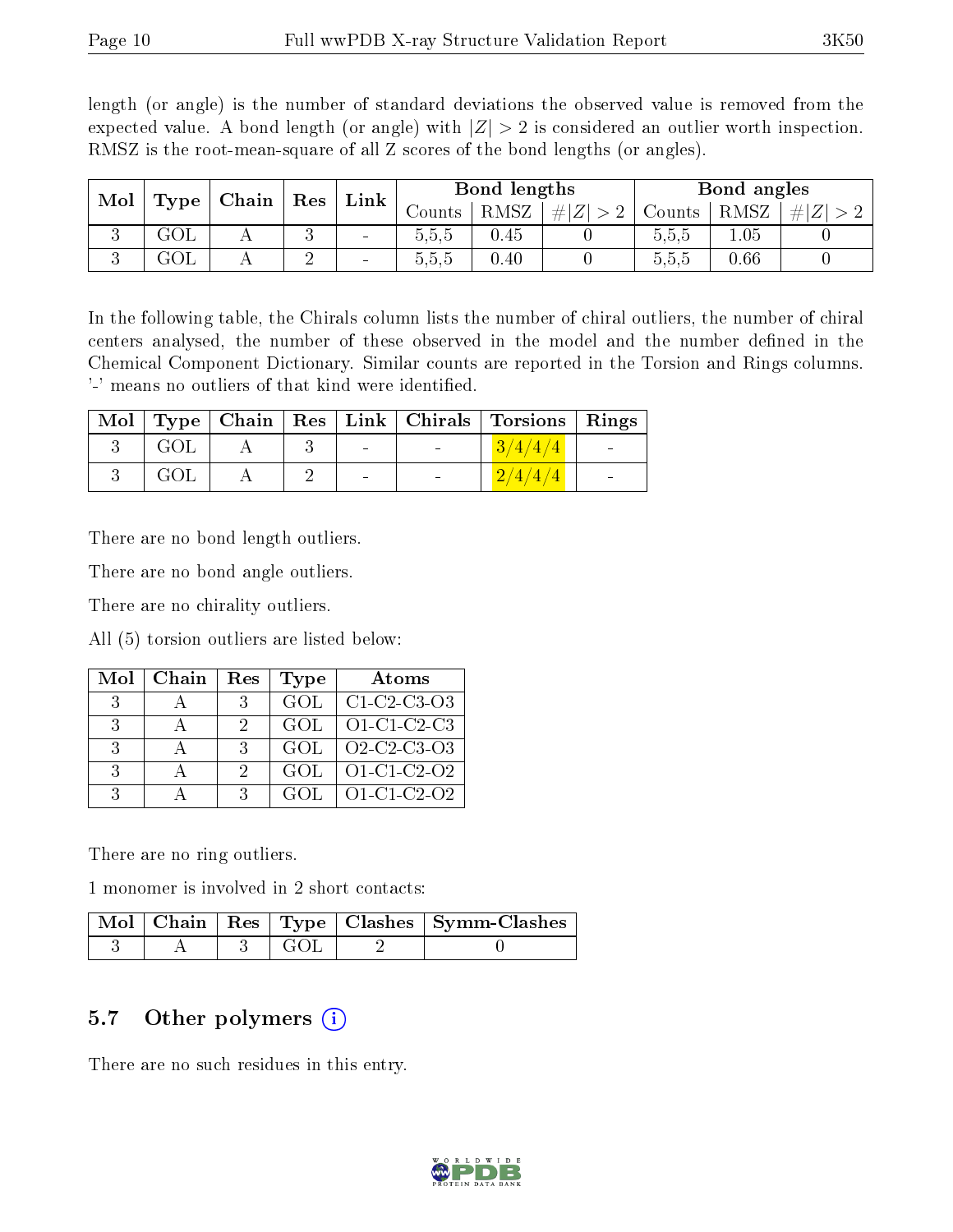length (or angle) is the number of standard deviations the observed value is removed from the expected value. A bond length (or angle) with $|Z| > 2$ is considered an outlier worth inspection. RMSZ is the root-mean-square of all Z scores of the bond lengths (or angles).

| Mol | Type | Chain | Res | Link | Bond lengths | | | Bond angles | | |
|---|---|---|---|---|---|---|---|---|---|---|
| | | | | | Counts | RMSZ | $\#\|Z\| > 2$ | Counts | RMSZ | $\#\|Z\| > 2$ |
| 3 | GOL | A | 3 | - | 5,5,5 | 0.45 | 0 | 5,5,5 | 1.05 | 0 |
| 3 | GOL | A | 2 | - | 5,5,5 | 0.40 | 0 | 5,5,5 | 0.66 | 0 |

In the following table, the Chirals column lists the number of chiral outliers, the number of chiral centers analysed, the number of these observed in the model and the number defined in the Chemical Component Dictionary. Similar counts are reported in the Torsion and Rings columns. '-' means no outliers of that kind were identified.

| Mol | Type | Chain | Res | Link | Chirals | Torsions | Rings |
|---|---|---|---|---|---|---|---|
| 3 | GOL | A | 3 | - | - | 3/4/4/4 | - |
| 3 | GOL | A | 2 | - | - | 2/4/4/4 | - |

There are no bond length outliers.

There are no bond angle outliers.

There are no chirality outliers.

All (5) torsion outliers are listed below:

| Mol | Chain | Res | Type | Atoms |
|---|---|---|---|---|
| 3 | A | 3 | GOL | C1-C2-C3-O3 |
| 3 | A | 2 | GOL | O1-C1-C2-C3 |
| 3 | A | 3 | GOL | O2-C2-C3-O3 |
| 3 | A | 2 | GOL | O1-C1-C2-O2 |
| 3 | A | 3 | GOL | O1-C1-C2-O2 |

There are no ring outliers.

1 monomer is involved in 2 short contacts:

| Mol | Chain | Res | Type | Clashes | Symm-Clashes |
|---|---|---|---|---|---|
| 3 | A | 3 | GOL | 2 | 0 |

## 5.7 Other polymers

There are no such residues in this entry.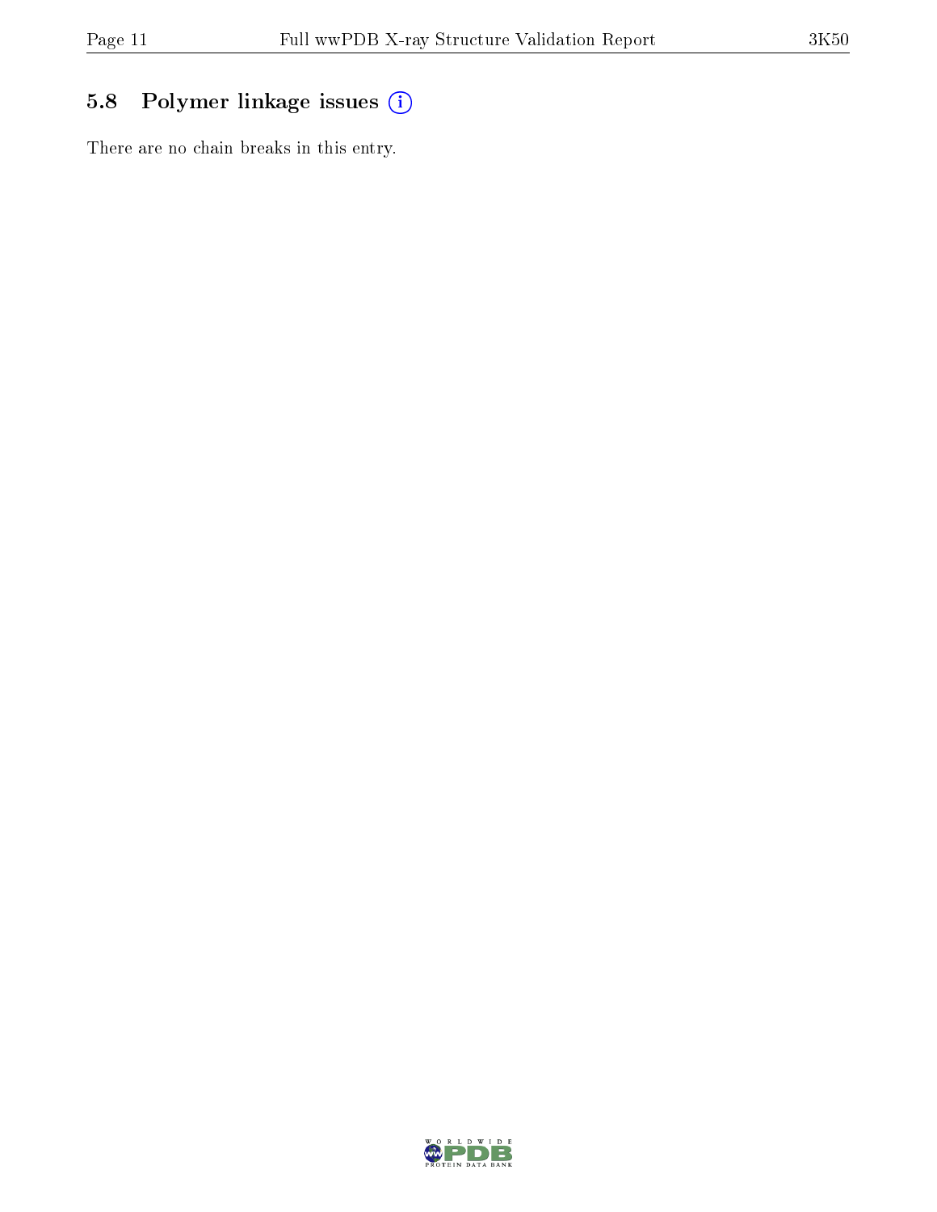## 5.8 Polymer linkage issues (i)

There are no chain breaks in this entry.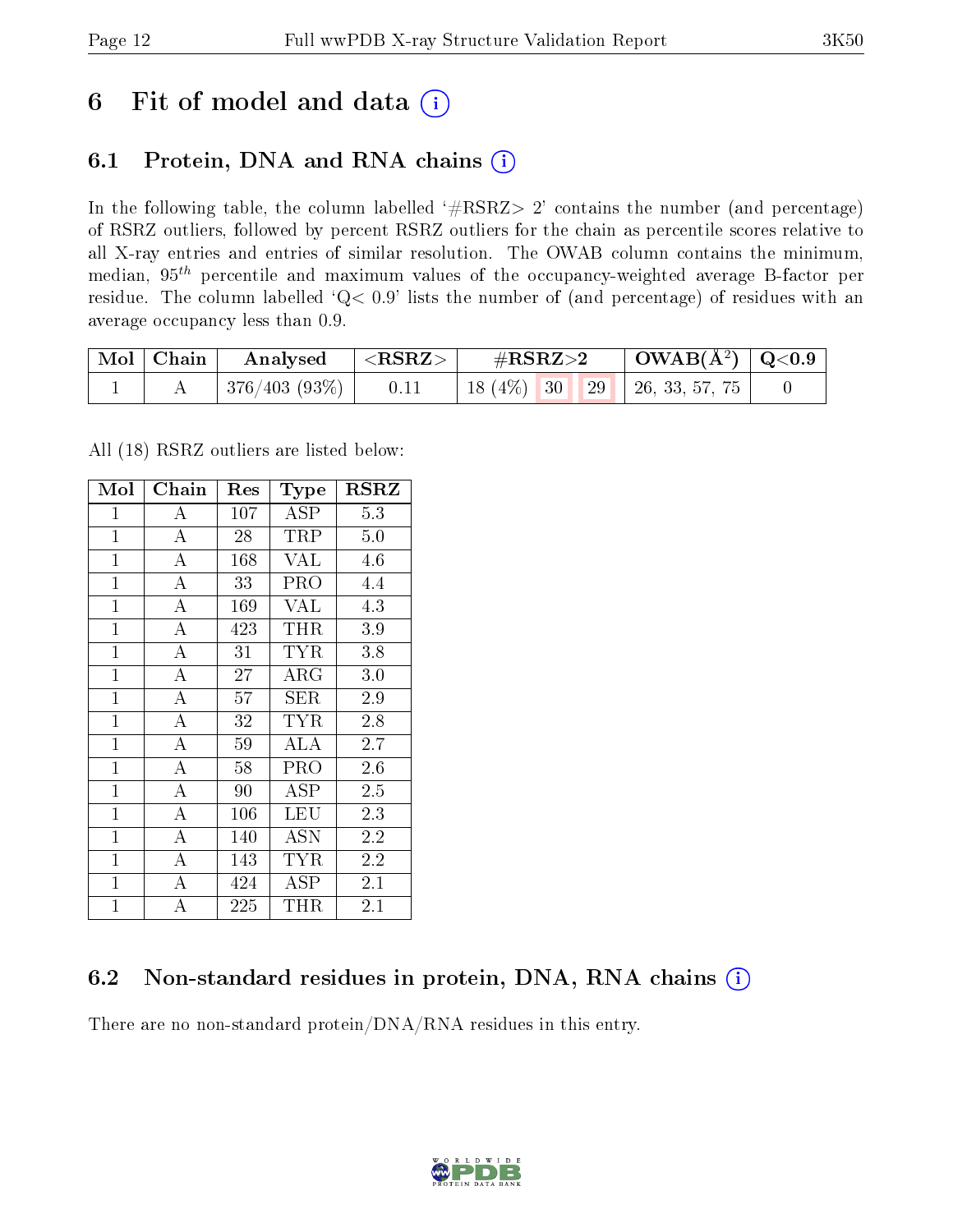# 6 Fit of model and data (i)

## 6.1 Protein, DNA and RNA chains (i)

In the following table, the column labelled '#RSRZ> 2' contains the number (and percentage) of RSRZ outliers, followed by percent RSRZ outliers for the chain as percentile scores relative to all X-ray entries and entries of similar resolution. The OWAB column contains the minimum, median, $95^{th}$ percentile and maximum values of the occupancy-weighted average B-factor per residue. The column labelled 'Q< 0.9' lists the number of (and percentage) of residues with an average occupancy less than 0.9.

| Mol | Chain | Analysed | <RSRZ> | #RSRZ>2 | | | OWAB(Å$^2$) | Q<0.9 |
|---|---|---|---|---|---|---|---|---|
| 1 | A | 376/403 (93%) | 0.11 | 18 (4%) | 30 | 29 | 26, 33, 57, 75 | 0 |

All (18) RSRZ outliers are listed below:

| Mol | Chain | Res | Type | RSRZ |
|---|---|---|---|---|
| 1 | A | 107 | ASP | 5.3 |
| 1 | A | 28 | TRP | 5.0 |
| 1 | A | 168 | VAL | 4.6 |
| 1 | A | 33 | PRO | 4.4 |
| 1 | A | 169 | VAL | 4.3 |
| 1 | A | 423 | THR | 3.9 |
| 1 | A | 31 | TYR | 3.8 |
| 1 | A | 27 | ARG | 3.0 |
| 1 | A | 57 | SER | 2.9 |
| 1 | A | 32 | TYR | 2.8 |
| 1 | A | 59 | ALA | 2.7 |
| 1 | A | 58 | PRO | 2.6 |
| 1 | A | 90 | ASP | 2.5 |
| 1 | A | 106 | LEU | 2.3 |
| 1 | A | 140 | ASN | 2.2 |
| 1 | A | 143 | TYR | 2.2 |
| 1 | A | 424 | ASP | 2.1 |
| 1 | A | 225 | THR | 2.1 |

## 6.2 Non-standard residues in protein, DNA, RNA chains (i)

There are no non-standard protein/DNA/RNA residues in this entry.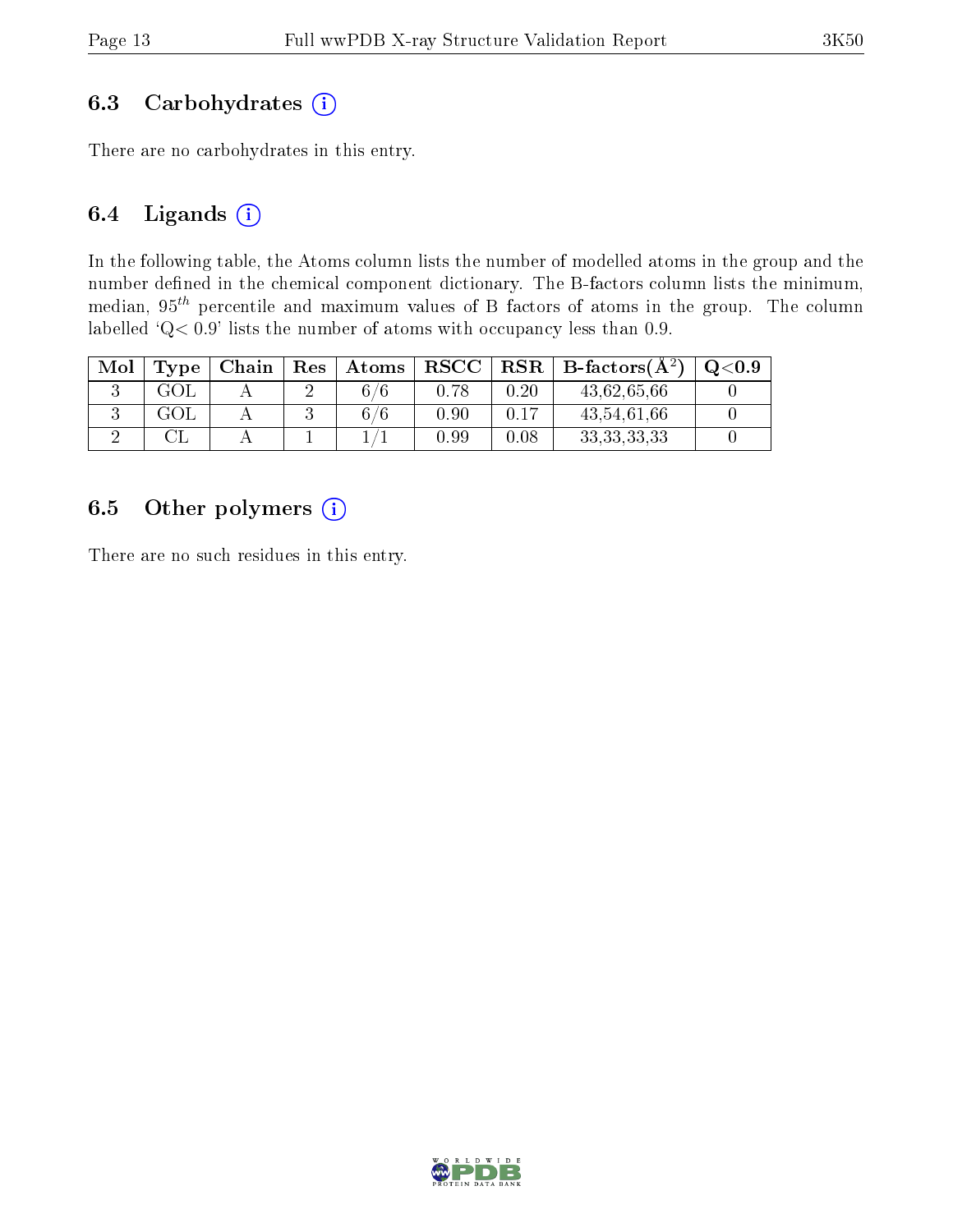### 6.3 Carbohydrates

There are no carbohydrates in this entry.

### 6.4 Ligands

In the following table, the Atoms column lists the number of modelled atoms in the group and the number defined in the chemical component dictionary. The B-factors column lists the minimum, median, $95^{th}$ percentile and maximum values of B factors of atoms in the group. The column labelled 'Q< 0.9' lists the number of atoms with occupancy less than 0.9.

| Mol | Type | Chain | Res | Atoms | RSCC | RSR | B-factors($Å^2$) | Q<0.9 |
|---|---|---|---|---|---|---|---|---|
| 3 | GOL | A | 2 | 6/6 | 0.78 | 0.20 | 43,62,65,66 | 0 |
| 3 | GOL | A | 3 | 6/6 | 0.90 | 0.17 | 43,54,61,66 | 0 |
| 2 | CL | A | 1 | 1/1 | 0.99 | 0.08 | 33,33,33,33 | 0 |

### 6.5 Other polymers

There are no such residues in this entry.